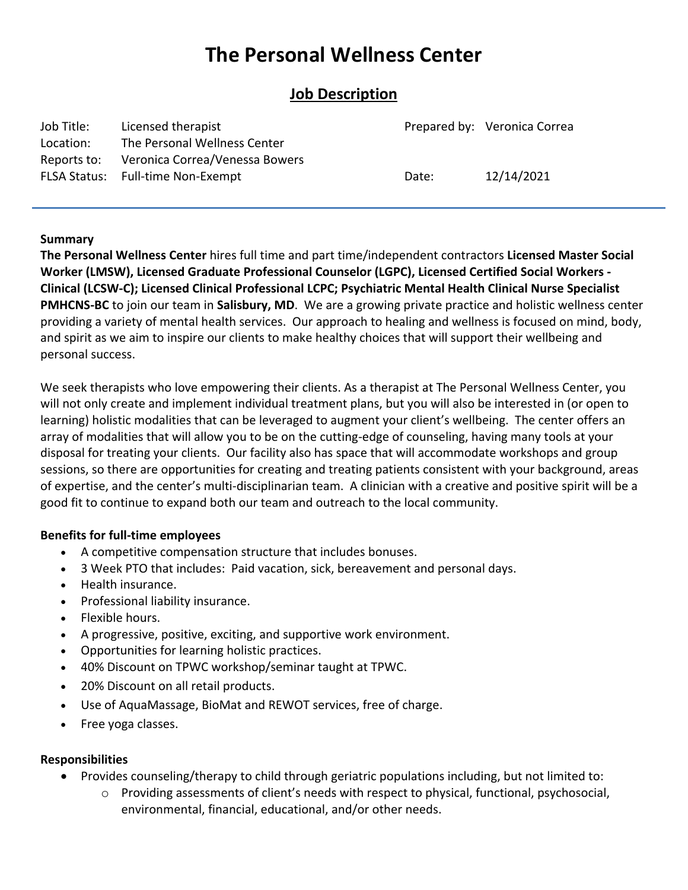# The Personal Wellness Center

## Job Description

| | | | |
|---|---|---|---|
| Job Title: | Licensed therapist | Prepared by: | Veronica Correa |
| Location: | The Personal Wellness Center | | |
| Reports to: | Veronica Correa/Venessa Bowers | | |
| FLSA Status: | Full-time Non-Exempt | Date: | 12/14/2021 |

---

**Summary**

**The Personal Wellness Center** hires full time and part time/independent contractors **Licensed Master Social Worker (LMSW), Licensed Graduate Professional Counselor (LGPC), Licensed Certified Social Workers - Clinical (LCSW-C); Licensed Clinical Professional LCPC; Psychiatric Mental Health Clinical Nurse Specialist PMHCNS-BC** to join our team in **Salisbury, MD**. We are a growing private practice and holistic wellness center providing a variety of mental health services. Our approach to healing and wellness is focused on mind, body, and spirit as we aim to inspire our clients to make healthy choices that will support their wellbeing and personal success.

We seek therapists who love empowering their clients. As a therapist at The Personal Wellness Center, you will not only create and implement individual treatment plans, but you will also be interested in (or open to learning) holistic modalities that can be leveraged to augment your client's wellbeing. The center offers an array of modalities that will allow you to be on the cutting-edge of counseling, having many tools at your disposal for treating your clients. Our facility also has space that will accommodate workshops and group sessions, so there are opportunities for creating and treating patients consistent with your background, areas of expertise, and the center's multi-disciplinarian team. A clinician with a creative and positive spirit will be a good fit to continue to expand both our team and outreach to the local community.

**Benefits for full-time employees**

- A competitive compensation structure that includes bonuses.
- 3 Week PTO that includes: Paid vacation, sick, bereavement and personal days.
- Health insurance.
- Professional liability insurance.
- Flexible hours.
- A progressive, positive, exciting, and supportive work environment.
- Opportunities for learning holistic practices.
- 40% Discount on TPWC workshop/seminar taught at TPWC.
- 20% Discount on all retail products.
- Use of AquaMassage, BioMat and REWOT services, free of charge.
- Free yoga classes.

**Responsibilities**

- Provides counseling/therapy to child through geriatric populations including, but not limited to:
  - Providing assessments of client's needs with respect to physical, functional, psychosocial, environmental, financial, educational, and/or other needs.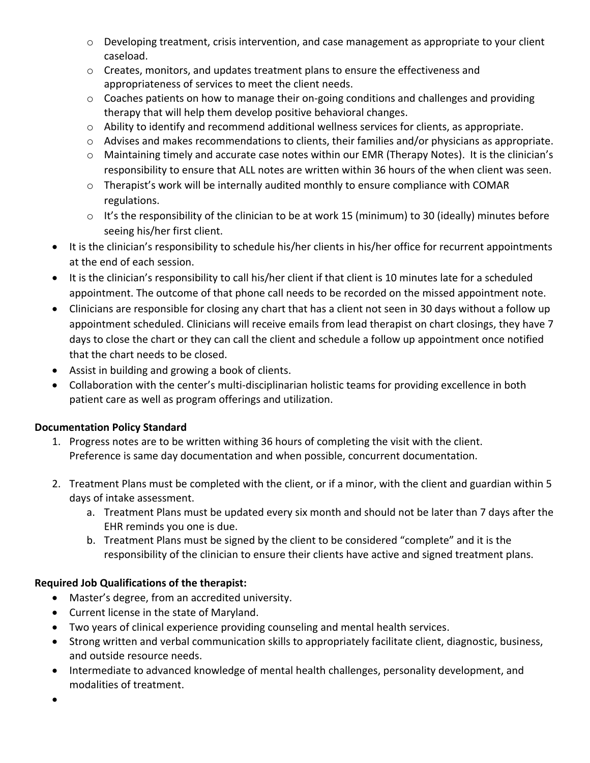- Developing treatment, crisis intervention, and case management as appropriate to your client caseload.
  - Creates, monitors, and updates treatment plans to ensure the effectiveness and appropriateness of services to meet the client needs.
  - Coaches patients on how to manage their on-going conditions and challenges and providing therapy that will help them develop positive behavioral changes.
  - Ability to identify and recommend additional wellness services for clients, as appropriate.
  - Advises and makes recommendations to clients, their families and/or physicians as appropriate.
  - Maintaining timely and accurate case notes within our EMR (Therapy Notes). It is the clinician's responsibility to ensure that ALL notes are written within 36 hours of the when client was seen.
  - Therapist's work will be internally audited monthly to ensure compliance with COMAR regulations.
  - It's the responsibility of the clinician to be at work 15 (minimum) to 30 (ideally) minutes before seeing his/her first client.
- It is the clinician's responsibility to schedule his/her clients in his/her office for recurrent appointments at the end of each session.
- It is the clinician's responsibility to call his/her client if that client is 10 minutes late for a scheduled appointment. The outcome of that phone call needs to be recorded on the missed appointment note.
- Clinicians are responsible for closing any chart that has a client not seen in 30 days without a follow up appointment scheduled. Clinicians will receive emails from lead therapist on chart closings, they have 7 days to close the chart or they can call the client and schedule a follow up appointment once notified that the chart needs to be closed.
- Assist in building and growing a book of clients.
- Collaboration with the center's multi-disciplinarian holistic teams for providing excellence in both patient care as well as program offerings and utilization.

**Documentation Policy Standard**

1. Progress notes are to be written withing 36 hours of completing the visit with the client. Preference is same day documentation and when possible, concurrent documentation.

2. Treatment Plans must be completed with the client, or if a minor, with the client and guardian within 5 days of intake assessment.
   a. Treatment Plans must be updated every six month and should not be later than 7 days after the EHR reminds you one is due.
   b. Treatment Plans must be signed by the client to be considered "complete" and it is the responsibility of the clinician to ensure their clients have active and signed treatment plans.

**Required Job Qualifications of the therapist:**

- Master's degree, from an accredited university.
- Current license in the state of Maryland.
- Two years of clinical experience providing counseling and mental health services.
- Strong written and verbal communication skills to appropriately facilitate client, diagnostic, business, and outside resource needs.
- Intermediate to advanced knowledge of mental health challenges, personality development, and modalities of treatment.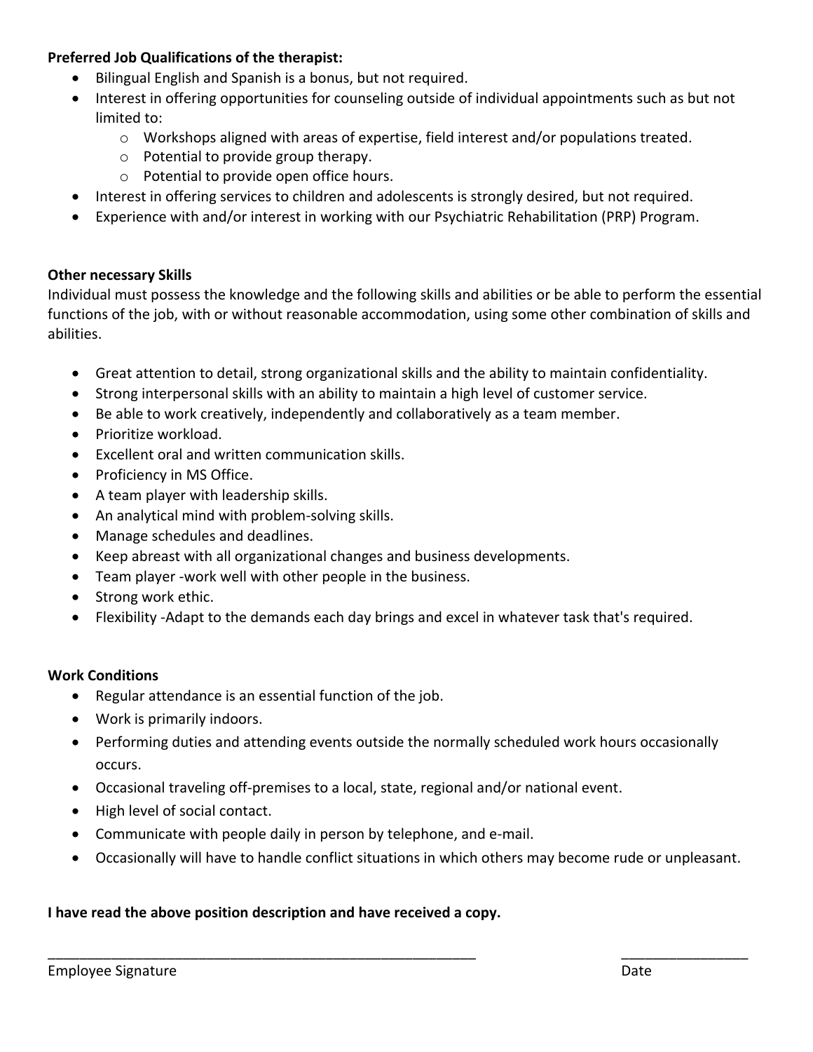**Preferred Job Qualifications of the therapist:**

- Bilingual English and Spanish is a bonus, but not required.
- Interest in offering opportunities for counseling outside of individual appointments such as but not limited to:
    - Workshops aligned with areas of expertise, field interest and/or populations treated.
    - Potential to provide group therapy.
    - Potential to provide open office hours.
- Interest in offering services to children and adolescents is strongly desired, but not required.
- Experience with and/or interest in working with our Psychiatric Rehabilitation (PRP) Program.

**Other necessary Skills**

Individual must possess the knowledge and the following skills and abilities or be able to perform the essential functions of the job, with or without reasonable accommodation, using some other combination of skills and abilities.

- Great attention to detail, strong organizational skills and the ability to maintain confidentiality.
- Strong interpersonal skills with an ability to maintain a high level of customer service.
- Be able to work creatively, independently and collaboratively as a team member.
- Prioritize workload.
- Excellent oral and written communication skills.
- Proficiency in MS Office.
- A team player with leadership skills.
- An analytical mind with problem-solving skills.
- Manage schedules and deadlines.
- Keep abreast with all organizational changes and business developments.
- Team player -work well with other people in the business.
- Strong work ethic.
- Flexibility -Adapt to the demands each day brings and excel in whatever task that's required.

**Work Conditions**

- Regular attendance is an essential function of the job.
- Work is primarily indoors.
- Performing duties and attending events outside the normally scheduled work hours occasionally occurs.
- Occasional traveling off-premises to a local, state, regional and/or national event.
- High level of social contact.
- Communicate with people daily in person by telephone, and e-mail.
- Occasionally will have to handle conflict situations in which others may become rude or unpleasant.

**I have read the above position description and have received a copy.**

_______________________________________________________ _______________

Employee Signature Date